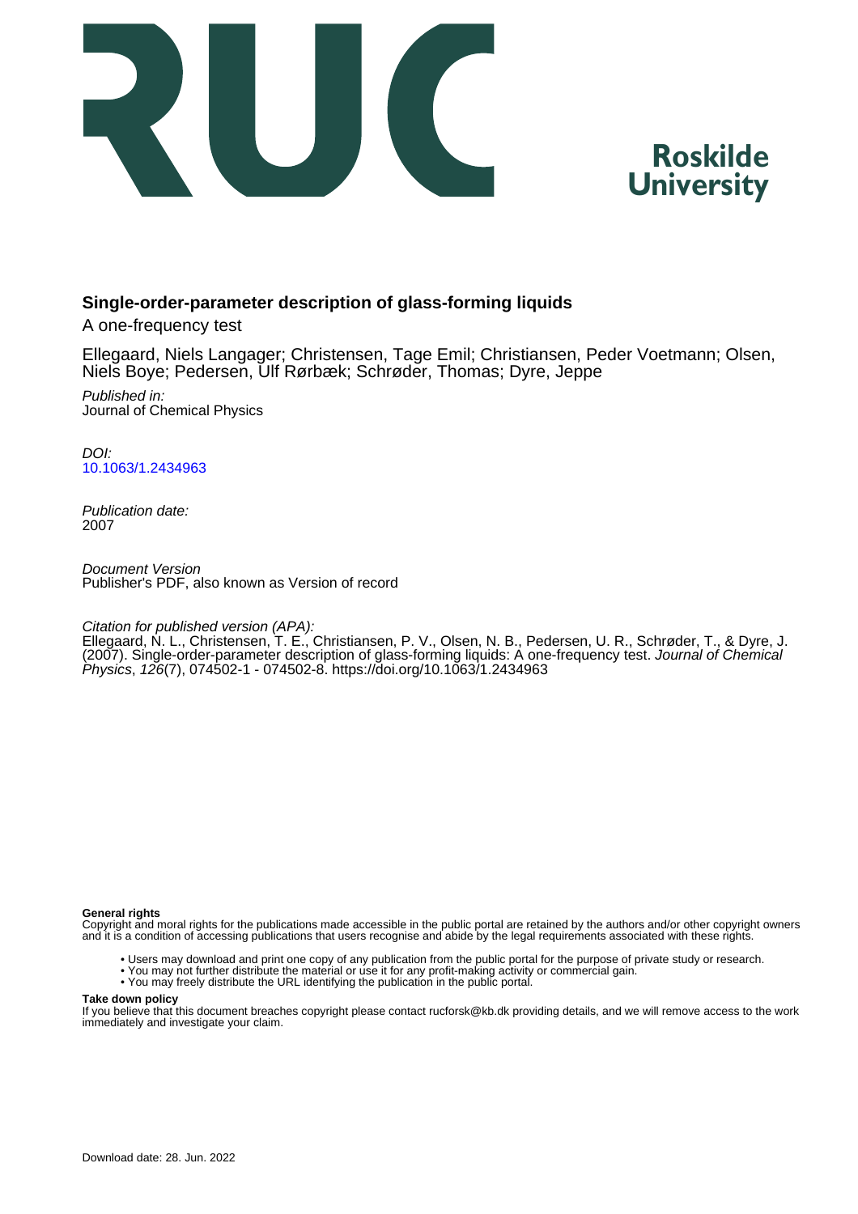Roskilde University

# Single-order-parameter description of glass-forming liquids

A one-frequency test

Ellegaard, Niels Langager; Christensen, Tage Emil; Christiansen, Peder Voetmann; Olsen, Niels Boye; Pedersen, Ulf Rørbæk; Schrøder, Thomas; Dyre, Jeppe

*Published in:*
Journal of Chemical Physics

*DOI:*
[10.1063/1.2434963](https://doi.org/10.1063/1.2434963)

*Publication date:*
2007

*Document Version*
Publisher's PDF, also known as Version of record

*Citation for published version (APA):*
Ellegaard, N. L., Christensen, T. E., Christiansen, P. V., Olsen, N. B., Pedersen, U. R., Schrøder, T., & Dyre, J. (2007). Single-order-parameter description of glass-forming liquids: A one-frequency test. *Journal of Chemical Physics*, *126*(7), 074502-1 - 074502-8. https://doi.org/10.1063/1.2434963

**General rights**
Copyright and moral rights for the publications made accessible in the public portal are retained by the authors and/or other copyright owners and it is a condition of accessing publications that users recognise and abide by the legal requirements associated with these rights.

- Users may download and print one copy of any publication from the public portal for the purpose of private study or research.
- You may not further distribute the material or use it for any profit-making activity or commercial gain.
- You may freely distribute the URL identifying the publication in the public portal.

**Take down policy**
If you believe that this document breaches copyright please contact rucforsk@kb.dk providing details, and we will remove access to the work immediately and investigate your claim.

Download date: 28. Jun. 2022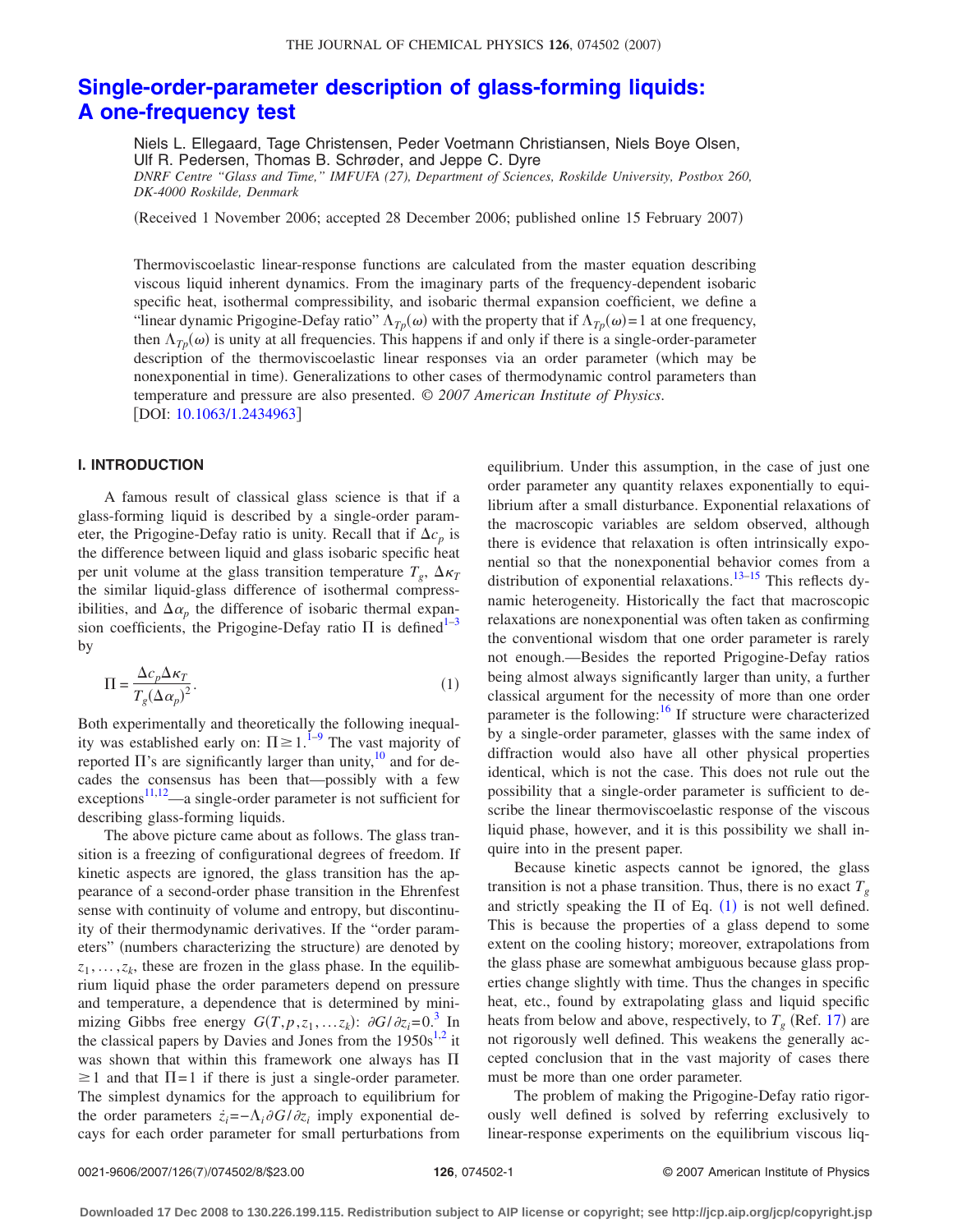# Single-order-parameter description of glass-forming liquids: A one-frequency test

Niels L. Ellegaard, Tage Christensen, Peder Voetmann Christiansen, Niels Boye Olsen, Ulf R. Pedersen, Thomas B. Schrøder, and Jeppe C. Dyre

*DNRF Centre "Glass and Time," IMFUFA (27), Department of Sciences, Roskilde University, Postbox 260, DK-4000 Roskilde, Denmark*

(Received 1 November 2006; accepted 28 December 2006; published online 15 February 2007)

Thermoviscoelastic linear-response functions are calculated from the master equation describing viscous liquid inherent dynamics. From the imaginary parts of the frequency-dependent isobaric specific heat, isothermal compressibility, and isobaric thermal expansion coefficient, we define a "linear dynamic Prigogine-Defay ratio" $\Lambda_{Tp}(\omega)$ with the property that if $\Lambda_{Tp}(\omega)=1$ at one frequency, then $\Lambda_{Tp}(\omega)$ is unity at all frequencies. This happens if and only if there is a single-order-parameter description of the thermoviscoelastic linear responses via an order parameter (which may be nonexponential in time). Generalizations to other cases of thermodynamic control parameters than temperature and pressure are also presented. *© 2007 American Institute of Physics.* [DOI: 10.1063/1.2434963]

## I. INTRODUCTION

A famous result of classical glass science is that if a glass-forming liquid is described by a single-order parameter, the Prigogine-Defay ratio is unity. Recall that if $\Delta c_p$ is the difference between liquid and glass isobaric specific heat per unit volume at the glass transition temperature $T_g$, $\Delta\kappa_T$ the similar liquid-glass difference of isothermal compressibilities, and $\Delta\alpha_p$ the difference of isobaric thermal expansion coefficients, the Prigogine-Defay ratio $\Pi$ is defined[1–3] by

$$\Pi = \frac{\Delta c_p \Delta\kappa_T}{T_g(\Delta\alpha_p)^2}. \tag{1}$$

Both experimentally and theoretically the following inequality was established early on: $\Pi \geq 1$.[1–9] The vast majority of reported $\Pi$'s are significantly larger than unity,[10] and for decades the consensus has been that—possibly with a few exceptions[11,12]—a single-order parameter is not sufficient for describing glass-forming liquids.

The above picture came about as follows. The glass transition is a freezing of configurational degrees of freedom. If kinetic aspects are ignored, the glass transition has the appearance of a second-order phase transition in the Ehrenfest sense with continuity of volume and entropy, but discontinuity of their thermodynamic derivatives. If the "order parameters" (numbers characterizing the structure) are denoted by $z_1,\ldots,z_k$, these are frozen in the glass phase. In the equilibrium liquid phase the order parameters depend on pressure and temperature, a dependence that is determined by minimizing Gibbs free energy $G(T,p,z_1,\ldots z_k)$: $\partial G/\partial z_i=0$.[3] In the classical papers by Davies and Jones from the 1950s[1,2] it was shown that within this framework one always has $\Pi \geq 1$ and that $\Pi=1$ if there is just a single-order parameter. The simplest dynamics for the approach to equilibrium for the order parameters $\dot{z}_i=-\Lambda_i\,\partial G/\partial z_i$ imply exponential decays for each order parameter for small perturbations from equilibrium. Under this assumption, in the case of just one order parameter any quantity relaxes exponentially to equilibrium after a small disturbance. Exponential relaxations of the macroscopic variables are seldom observed, although there is evidence that relaxation is often intrinsically exponential so that the nonexponential behavior comes from a distribution of exponential relaxations.[13–15] This reflects dynamic heterogeneity. Historically the fact that macroscopic relaxations are nonexponential was often taken as confirming the conventional wisdom that one order parameter is rarely not enough.—Besides the reported Prigogine-Defay ratios being almost always significantly larger than unity, a further classical argument for the necessity of more than one order parameter is the following:[16] If structure were characterized by a single-order parameter, glasses with the same index of diffraction would also have all other physical properties identical, which is not the case. This does not rule out the possibility that a single-order parameter is sufficient to describe the linear thermoviscoelastic response of the viscous liquid phase, however, and it is this possibility we shall inquire into in the present paper.

Because kinetic aspects cannot be ignored, the glass transition is not a phase transition. Thus, there is no exact $T_g$ and strictly speaking the $\Pi$ of Eq. (1) is not well defined. This is because the properties of a glass depend to some extent on the cooling history; moreover, extrapolations from the glass phase are somewhat ambiguous because glass properties change slightly with time. Thus the changes in specific heat, etc., found by extrapolating glass and liquid specific heats from below and above, respectively, to $T_g$ (Ref. 17) are not rigorously well defined. This weakens the generally accepted conclusion that in the vast majority of cases there must be more than one order parameter.

The problem of making the Prigogine-Defay ratio rigorously well defined is solved by referring exclusively to linear-response experiments on the equilibrium viscous liq-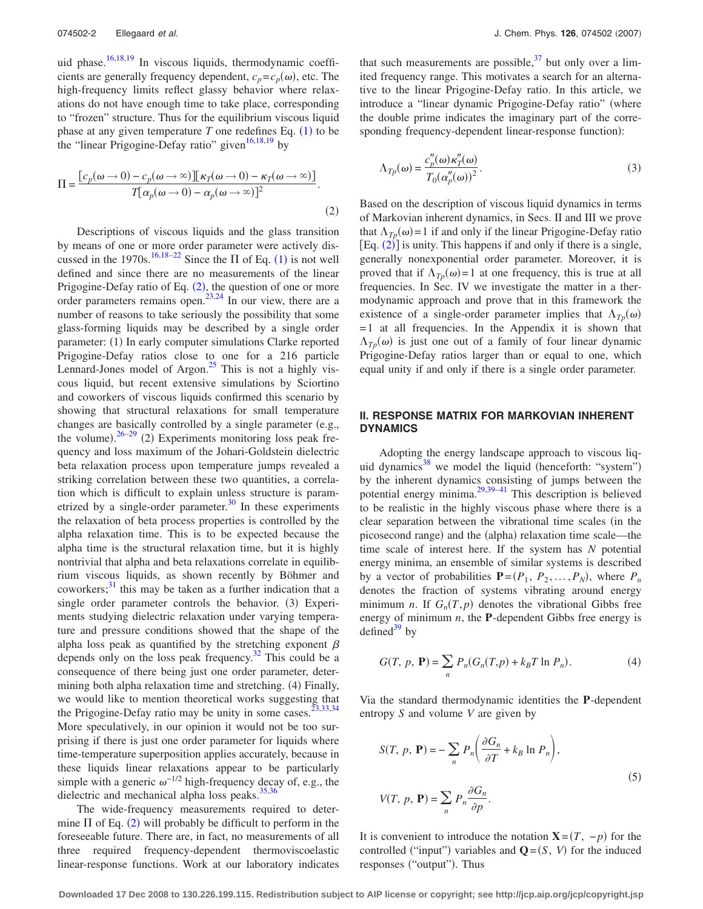uid phase.[16,18,19] In viscous liquids, thermodynamic coefficients are generally frequency dependent, $c_p = c_p(\omega)$, etc. The high-frequency limits reflect glassy behavior where relaxations do not have enough time to take place, corresponding to "frozen" structure. Thus for the equilibrium viscous liquid phase at any given temperature $T$ one redefines Eq. (1) to be the "linear Prigogine-Defay ratio" given[16,18,19] by

$$\Pi = \frac{[c_p(\omega \to 0) - c_p(\omega \to \infty)][\kappa_T(\omega \to 0) - \kappa_T(\omega \to \infty)]}{T[\alpha_p(\omega \to 0) - \alpha_p(\omega \to \infty)]^2}. \tag{2}$$

Descriptions of viscous liquids and the glass transition by means of one or more order parameter were actively discussed in the 1970s.[16,18–22] Since the $\Pi$ of Eq. (1) is not well defined and since there are no measurements of the linear Prigogine-Defay ratio of Eq. (2), the question of one or more order parameters remains open.[23,24] In our view, there are a number of reasons to take seriously the possibility that some glass-forming liquids may be described by a single order parameter: (1) In early computer simulations Clarke reported Prigogine-Defay ratios close to one for a 216 particle Lennard-Jones model of Argon.[25] This is not a highly viscous liquid, but recent extensive simulations by Sciortino and coworkers of viscous liquids confirmed this scenario by showing that structural relaxations for small temperature changes are basically controlled by a single parameter (e.g., the volume).[26–29] (2) Experiments monitoring loss peak frequency and loss maximum of the Johari-Goldstein dielectric beta relaxation process upon temperature jumps revealed a striking correlation between these two quantities, a correlation which is difficult to explain unless structure is parametrized by a single-order parameter.[30] In these experiments the relaxation of beta process properties is controlled by the alpha relaxation time. This is to be expected because the alpha time is the structural relaxation time, but it is highly nontrivial that alpha and beta relaxations correlate in equilibrium viscous liquids, as shown recently by Böhmer and coworkers;[31] this may be taken as a further indication that a single order parameter controls the behavior. (3) Experiments studying dielectric relaxation under varying temperature and pressure conditions showed that the shape of the alpha loss peak as quantified by the stretching exponent $\beta$ depends only on the loss peak frequency.[32] This could be a consequence of there being just one order parameter, determining both alpha relaxation time and stretching. (4) Finally, we would like to mention theoretical works suggesting that the Prigogine-Defay ratio may be unity in some cases.[23,33,34] More speculatively, in our opinion it would not be too surprising if there is just one order parameter for liquids where time-temperature superposition applies accurately, because in these liquids linear relaxations appear to be particularly simple with a generic $\omega^{-1/2}$ high-frequency decay of, e.g., the dielectric and mechanical alpha loss peaks.[35,36]

The wide-frequency measurements required to determine $\Pi$ of Eq. (2) will probably be difficult to perform in the foreseeable future. There are, in fact, no measurements of all three required frequency-dependent thermoviscoelastic linear-response functions. Work at our laboratory indicates that such measurements are possible,[37] but only over a limited frequency range. This motivates a search for an alternative to the linear Prigogine-Defay ratio. In this article, we introduce a "linear dynamic Prigogine-Defay ratio" (where the double prime indicates the imaginary part of the corresponding frequency-dependent linear-response function):

$$\Lambda_{Tp}(\omega) = \frac{c_p''(\omega)\kappa_T''(\omega)}{T_0(\alpha_p''(\omega))^2}. \tag{3}$$

Based on the description of viscous liquid dynamics in terms of Markovian inherent dynamics, in Secs. II and III we prove that $\Lambda_{Tp}(\omega) = 1$ if and only if the linear Prigogine-Defay ratio [Eq. (2)] is unity. This happens if and only if there is a single, generally nonexponential order parameter. Moreover, it is proved that if $\Lambda_{Tp}(\omega) = 1$ at one frequency, this is true at all frequencies. In Sec. IV we investigate the matter in a thermodynamic approach and prove that in this framework the existence of a single-order parameter implies that $\Lambda_{Tp}(\omega) = 1$ at all frequencies. In the Appendix it is shown that $\Lambda_{Tp}(\omega)$ is just one out of a family of four linear dynamic Prigogine-Defay ratios larger than or equal to one, which equal unity if and only if there is a single order parameter.

## II. RESPONSE MATRIX FOR MARKOVIAN INHERENT DYNAMICS

Adopting the energy landscape approach to viscous liquid dynamics[38] we model the liquid (henceforth: "system") by the inherent dynamics consisting of jumps between the potential energy minima.[29,39–41] This description is believed to be realistic in the highly viscous phase where there is a clear separation between the vibrational time scales (in the picosecond range) and the (alpha) relaxation time scale—the time scale of interest here. If the system has $N$ potential energy minima, an ensemble of similar systems is described by a vector of probabilities $\mathbf{P} = (P_1, P_2, \ldots, P_N)$, where $P_n$ denotes the fraction of systems vibrating around energy minimum $n$. If $G_n(T,p)$ denotes the vibrational Gibbs free energy of minimum $n$, the $\mathbf{P}$-dependent Gibbs free energy is defined[39] by

$$G(T, p, \mathbf{P}) = \sum_n P_n(G_n(T,p) + k_B T \ln P_n). \tag{4}$$

Via the standard thermodynamic identities the $\mathbf{P}$-dependent entropy $S$ and volume $V$ are given by

$$S(T, p, \mathbf{P}) = -\sum_n P_n\left(\frac{\partial G_n}{\partial T} + k_B \ln P_n\right),$$
$$V(T, p, \mathbf{P}) = \sum_n P_n \frac{\partial G_n}{\partial p}. \tag{5}$$

It is convenient to introduce the notation $\mathbf{X} = (T, -p)$ for the controlled ("input") variables and $\mathbf{Q} = (S, V)$ for the induced responses ("output"). Thus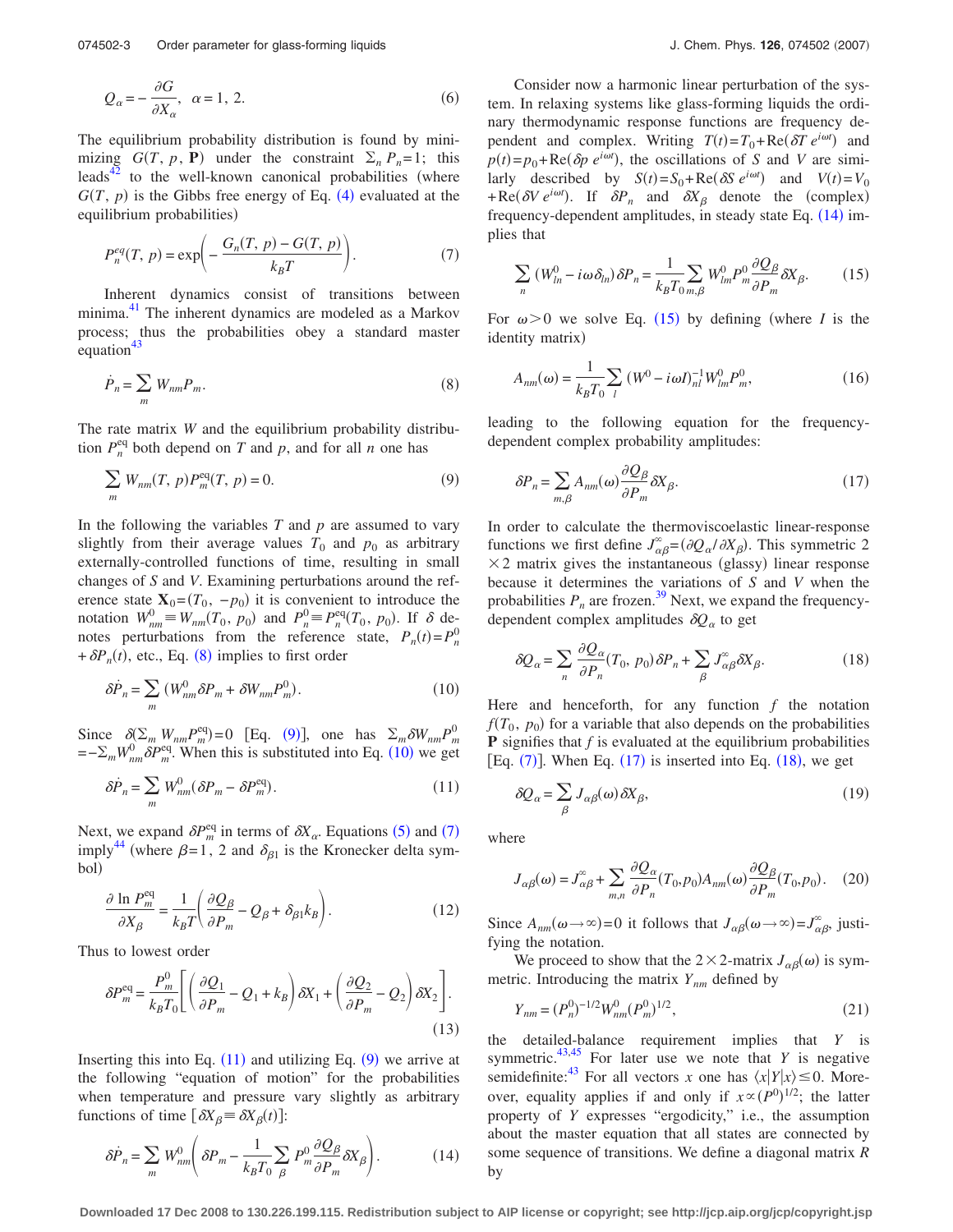$$Q_\alpha = -\frac{\partial G}{\partial X_\alpha}, \quad \alpha = 1, 2. \tag{6}$$

The equilibrium probability distribution is found by minimizing $G(T, p, \mathbf{P})$ under the constraint $\sum_n P_n = 1$; this leads[42] to the well-known canonical probabilities (where $G(T, p)$ is the Gibbs free energy of Eq. (4) evaluated at the equilibrium probabilities)

$$P_n^{eq}(T, p) = \exp\left( -\frac{G_n(T, p) - G(T, p)}{k_B T} \right). \tag{7}$$

Inherent dynamics consist of transitions between minima.[41] The inherent dynamics are modeled as a Markov process; thus the probabilities obey a standard master equation[43]

$$\dot{P}_n = \sum_m W_{nm} P_m. \tag{8}$$

The rate matrix $W$ and the equilibrium probability distribution $P_n^{\text{eq}}$ both depend on $T$ and $p$, and for all $n$ one has

$$\sum_m W_{nm}(T, p) P_m^{\text{eq}}(T, p) = 0. \tag{9}$$

In the following the variables $T$ and $p$ are assumed to vary slightly from their average values $T_0$ and $p_0$ as arbitrary externally-controlled functions of time, resulting in small changes of $S$ and $V$. Examining perturbations around the reference state $\mathbf{X}_0 = (T_0, -p_0)$ it is convenient to introduce the notation $W_{nm}^0 \equiv W_{nm}(T_0, p_0)$ and $P_n^0 \equiv P_n^{\text{eq}}(T_0, p_0)$. If $\delta$ denotes perturbations from the reference state, $P_n(t) = P_n^0 + \delta P_n(t)$, etc., Eq. (8) implies to first order

$$\delta \dot{P}_n = \sum_m (W_{nm}^0 \delta P_m + \delta W_{nm} P_m^0). \tag{10}$$

Since $\delta(\sum_m W_{nm} P_m^{\text{eq}}) = 0$ [Eq. (9)], one has $\sum_m \delta W_{nm} P_m^0 = -\sum_m W_{nm}^0 \delta P_m^{\text{eq}}$. When this is substituted into Eq. (10) we get

$$\delta \dot{P}_n = \sum_m W_{nm}^0 (\delta P_m - \delta P_m^{\text{eq}}). \tag{11}$$

Next, we expand $\delta P_m^{\text{eq}}$ in terms of $\delta X_\alpha$. Equations (5) and (7) imply[44] (where $\beta = 1, 2$ and $\delta_{\beta 1}$ is the Kronecker delta symbol)

$$\frac{\partial \ln P_m^{\text{eq}}}{\partial X_\beta} = \frac{1}{k_B T} \left( \frac{\partial Q_\beta}{\partial P_m} - Q_\beta + \delta_{\beta 1} k_B \right). \tag{12}$$

Thus to lowest order

$$\delta P_m^{\text{eq}} = \frac{P_m^0}{k_B T_0} \left[ \left( \frac{\partial Q_1}{\partial P_m} - Q_1 + k_B \right) \delta X_1 + \left( \frac{\partial Q_2}{\partial P_m} - Q_2 \right) \delta X_2 \right]. \tag{13}$$

Inserting this into Eq. (11) and utilizing Eq. (9) we arrive at the following "equation of motion" for the probabilities when temperature and pressure vary slightly as arbitrary functions of time [$\delta X_\beta \equiv \delta X_\beta(t)$]:

$$\delta \dot{P}_n = \sum_m W_{nm}^0 \left( \delta P_m - \frac{1}{k_B T_0} \sum_\beta P_m^0 \frac{\partial Q_\beta}{\partial P_m} \delta X_\beta \right). \tag{14}$$

Consider now a harmonic linear perturbation of the system. In relaxing systems like glass-forming liquids the ordinary thermodynamic response functions are frequency dependent and complex. Writing $T(t) = T_0 + \text{Re}(\delta T\, e^{i\omega t})$ and $p(t) = p_0 + \text{Re}(\delta p\, e^{i\omega t})$, the oscillations of $S$ and $V$ are similarly described by $S(t) = S_0 + \text{Re}(\delta S\, e^{i\omega t})$ and $V(t) = V_0 + \text{Re}(\delta V\, e^{i\omega t})$. If $\delta P_n$ and $\delta X_\beta$ denote the (complex) frequency-dependent amplitudes, in steady state Eq. (14) implies that

$$\sum_n (W_{ln}^0 - i\omega \delta_{ln}) \delta P_n = \frac{1}{k_B T_0} \sum_{m,\beta} W_{lm}^0 P_m^0 \frac{\partial Q_\beta}{\partial P_m} \delta X_\beta. \tag{15}$$

For $\omega > 0$ we solve Eq. (15) by defining (where $I$ is the identity matrix)

$$A_{nm}(\omega) = \frac{1}{k_B T_0} \sum_l (W^0 - i\omega I)^{-1}_{nl} W_{lm}^0 P_m^0, \tag{16}$$

leading to the following equation for the frequency-dependent complex probability amplitudes:

$$\delta P_n = \sum_{m,\beta} A_{nm}(\omega) \frac{\partial Q_\beta}{\partial P_m} \delta X_\beta. \tag{17}$$

In order to calculate the thermoviscoelastic linear-response functions we first define $J_{\alpha\beta}^\infty = (\partial Q_\alpha / \partial X_\beta)$. This symmetric $2 \times 2$ matrix gives the instantaneous (glassy) linear response because it determines the variations of $S$ and $V$ when the probabilities $P_n$ are frozen.[39] Next, we expand the frequency-dependent complex amplitudes $\delta Q_\alpha$ to get

$$\delta Q_\alpha = \sum_n \frac{\partial Q_\alpha}{\partial P_n}(T_0, p_0) \delta P_n + \sum_\beta J_{\alpha\beta}^\infty \delta X_\beta. \tag{18}$$

Here and henceforth, for any function $f$ the notation $f(T_0, p_0)$ for a variable that also depends on the probabilities $\mathbf{P}$ signifies that $f$ is evaluated at the equilibrium probabilities [Eq. (7)]. When Eq. (17) is inserted into Eq. (18), we get

$$\delta Q_\alpha = \sum_\beta J_{\alpha\beta}(\omega) \delta X_\beta, \tag{19}$$

where

$$J_{\alpha\beta}(\omega) = J_{\alpha\beta}^\infty + \sum_{m,n} \frac{\partial Q_\alpha}{\partial P_n}(T_0, p_0) A_{nm}(\omega) \frac{\partial Q_\beta}{\partial P_m}(T_0, p_0). \tag{20}$$

Since $A_{nm}(\omega \to \infty) = 0$ it follows that $J_{\alpha\beta}(\omega \to \infty) = J_{\alpha\beta}^\infty$, justifying the notation.

We proceed to show that the $2 \times 2$-matrix $J_{\alpha\beta}(\omega)$ is symmetric. Introducing the matrix $Y_{nm}$ defined by

$$Y_{nm} = (P_n^0)^{-1/2} W_{nm}^0 (P_m^0)^{1/2}, \tag{21}$$

the detailed-balance requirement implies that $Y$ is symmetric.[43,45] For later use we note that $Y$ is negative semidefinite:[43] For all vectors $x$ one has $\langle x | Y | x \rangle \leq 0$. Moreover, equality applies if and only if $x \propto (P^0)^{1/2}$; the latter property of $Y$ expresses "ergodicity," i.e., the assumption about the master equation that all states are connected by some sequence of transitions. We define a diagonal matrix $R$ by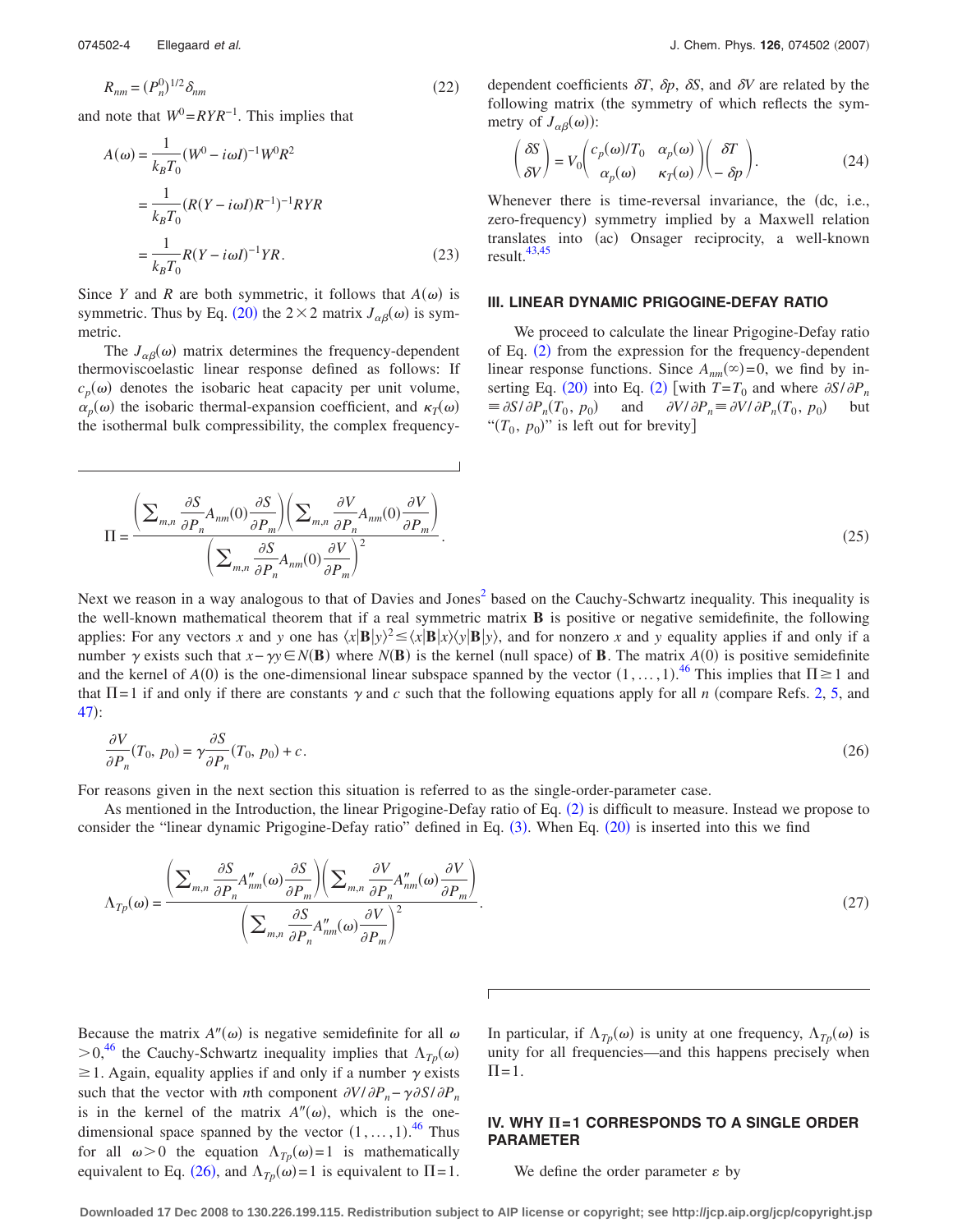$$R_{nm} = (P_n^0)^{1/2}\delta_{nm} \tag{22}$$

and note that $W^0 = RYR^{-1}$. This implies that

$$\begin{aligned}A(\omega) &= \frac{1}{k_B T_0}(W^0 - i\omega I)^{-1} W^0 R^2 \\ &= \frac{1}{k_B T_0}(R(Y - i\omega I)R^{-1})^{-1} RYR \\ &= \frac{1}{k_B T_0} R(Y - i\omega I)^{-1} YR.\end{aligned} \tag{23}$$

Since $Y$ and $R$ are both symmetric, it follows that $A(\omega)$ is symmetric. Thus by Eq. (20) the $2\times 2$ matrix $J_{\alpha\beta}(\omega)$ is symmetric.

The $J_{\alpha\beta}(\omega)$ matrix determines the frequency-dependent thermoviscoelastic linear response defined as follows: If $c_p(\omega)$ denotes the isobaric heat capacity per unit volume, $\alpha_p(\omega)$ the isobaric thermal-expansion coefficient, and $\kappa_T(\omega)$ the isothermal bulk compressibility, the complex frequency-dependent coefficients $\delta T$, $\delta p$, $\delta S$, and $\delta V$ are related by the following matrix (the symmetry of which reflects the symmetry of $J_{\alpha\beta}(\omega)$):

$$\begin{pmatrix}\delta S \\ \delta V\end{pmatrix} = V_0 \begin{pmatrix} c_p(\omega)/T_0 & \alpha_p(\omega) \\ \alpha_p(\omega) & \kappa_T(\omega)\end{pmatrix}\begin{pmatrix}\delta T \\ -\delta p\end{pmatrix}. \tag{24}$$

Whenever there is time-reversal invariance, the (dc, i.e., zero-frequency) symmetry implied by a Maxwell relation translates into (ac) Onsager reciprocity, a well-known result.[43,45]

## III. LINEAR DYNAMIC PRIGOGINE-DEFAY RATIO

We proceed to calculate the linear Prigogine-Defay ratio of Eq. (2) from the expression for the frequency-dependent linear response functions. Since $A_{nm}(\infty)=0$, we find by inserting Eq. (20) into Eq. (2) [with $T=T_0$ and where $\partial S/\partial P_n \equiv \partial S/\partial P_n(T_0, p_0)$ and $\partial V/\partial P_n \equiv \partial V/\partial P_n(T_0, p_0)$ but "$(T_0, p_0)$" is left out for brevity]

$$\Pi = \frac{\left(\sum_{m,n} \frac{\partial S}{\partial P_n} A_{nm}(0) \frac{\partial S}{\partial P_m}\right)\left(\sum_{m,n} \frac{\partial V}{\partial P_n} A_{nm}(0) \frac{\partial V}{\partial P_m}\right)}{\left(\sum_{m,n} \frac{\partial S}{\partial P_n} A_{nm}(0) \frac{\partial V}{\partial P_m}\right)^2}. \tag{25}$$

Next we reason in a way analogous to that of Davies and Jones[2] based on the Cauchy-Schwartz inequality. This inequality is the well-known mathematical theorem that if a real symmetric matrix $\mathbf{B}$ is positive or negative semidefinite, the following applies: For any vectors $x$ and $y$ one has $\langle x|\mathbf{B}|y\rangle^2 \le \langle x|\mathbf{B}|x\rangle\langle y|\mathbf{B}|y\rangle$, and for nonzero $x$ and $y$ equality applies if and only if a number $\gamma$ exists such that $x-\gamma y \in N(\mathbf{B})$ where $N(\mathbf{B})$ is the kernel (null space) of $\mathbf{B}$. The matrix $A(0)$ is positive semidefinite and the kernel of $A(0)$ is the one-dimensional linear subspace spanned by the vector $(1,\ldots,1)$.[46] This implies that $\Pi \ge 1$ and that $\Pi=1$ if and only if there are constants $\gamma$ and $c$ such that the following equations apply for all $n$ (compare Refs. 2, 5, and 47):

$$\frac{\partial V}{\partial P_n}(T_0, p_0) = \gamma \frac{\partial S}{\partial P_n}(T_0, p_0) + c. \tag{26}$$

For reasons given in the next section this situation is referred to as the single-order-parameter case.

As mentioned in the Introduction, the linear Prigogine-Defay ratio of Eq. (2) is difficult to measure. Instead we propose to consider the "linear dynamic Prigogine-Defay ratio" defined in Eq. (3). When Eq. (20) is inserted into this we find

$$\Lambda_{Tp}(\omega) = \frac{\left(\sum_{m,n} \frac{\partial S}{\partial P_n} A''_{nm}(\omega) \frac{\partial S}{\partial P_m}\right)\left(\sum_{m,n} \frac{\partial V}{\partial P_n} A''_{nm}(\omega) \frac{\partial V}{\partial P_m}\right)}{\left(\sum_{m,n} \frac{\partial S}{\partial P_n} A''_{nm}(\omega) \frac{\partial V}{\partial P_m}\right)^2}. \tag{27}$$

Because the matrix $A''(\omega)$ is negative semidefinite for all $\omega > 0$,[46] the Cauchy-Schwartz inequality implies that $\Lambda_{Tp}(\omega) \ge 1$. Again, equality applies if and only if a number $\gamma$ exists such that the vector with $n$th component $\partial V/\partial P_n - \gamma \partial S/\partial P_n$ is in the kernel of the matrix $A''(\omega)$, which is the one-dimensional space spanned by the vector $(1,\ldots,1)$.[46] Thus for all $\omega > 0$ the equation $\Lambda_{Tp}(\omega)=1$ is mathematically equivalent to Eq. (26), and $\Lambda_{Tp}(\omega)=1$ is equivalent to $\Pi=1$. In particular, if $\Lambda_{Tp}(\omega)$ is unity at one frequency, $\Lambda_{Tp}(\omega)$ is unity for all frequencies—and this happens precisely when $\Pi=1$.

## IV. WHY $\Pi=1$ CORRESPONDS TO A SINGLE ORDER PARAMETER

We define the order parameter $\varepsilon$ by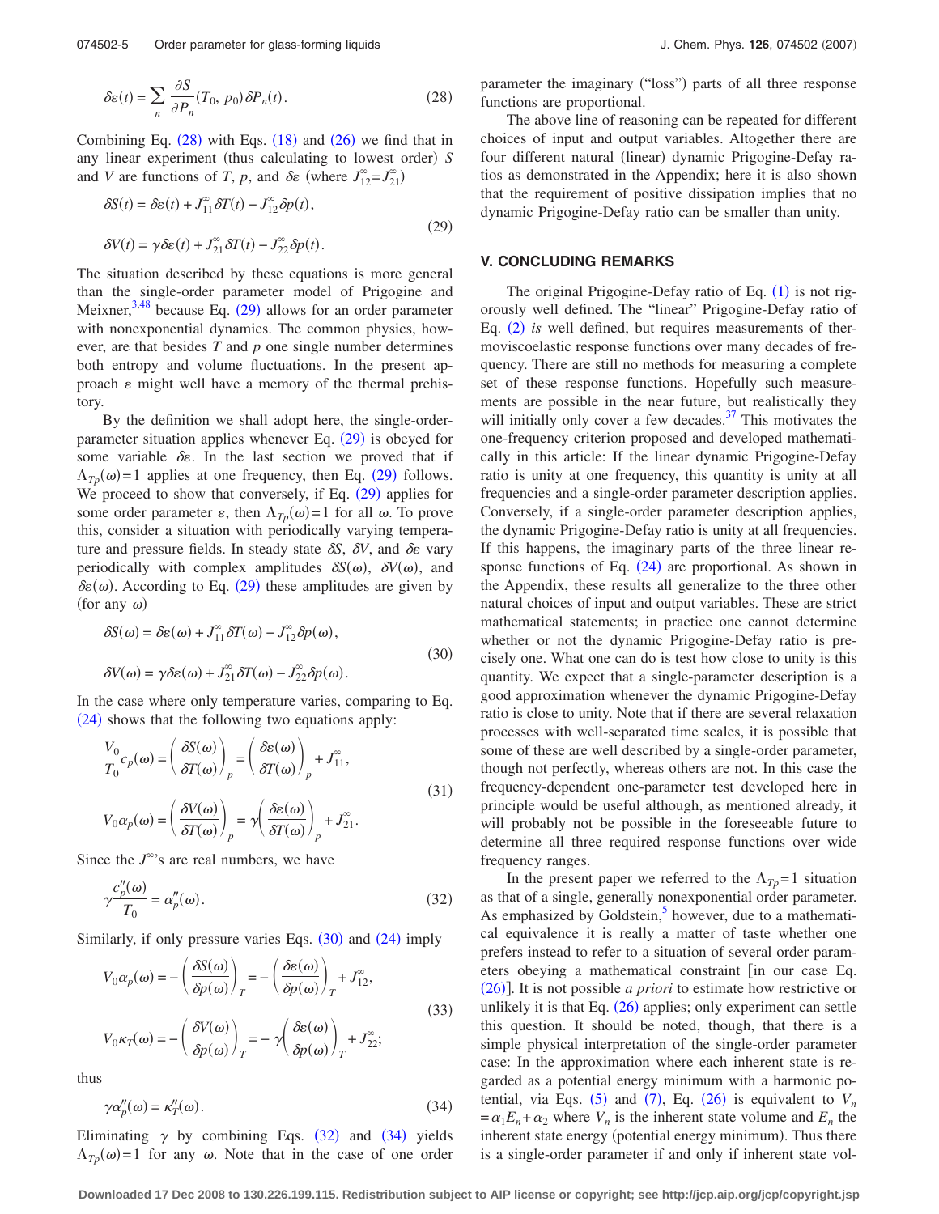$$\delta\varepsilon(t) = \sum_n \frac{\partial S}{\partial P_n}(T_0, p_0)\delta P_n(t). \tag{28}$$

Combining Eq. (28) with Eqs. (18) and (26) we find that in any linear experiment (thus calculating to lowest order) $S$ and $V$ are functions of $T$, $p$, and $\delta\varepsilon$ (where $J_{12}^\infty = J_{21}^\infty$)

$$\delta S(t) = \delta\varepsilon(t) + J_{11}^\infty \delta T(t) - J_{12}^\infty \delta p(t),$$
$$\delta V(t) = \gamma\delta\varepsilon(t) + J_{21}^\infty \delta T(t) - J_{22}^\infty \delta p(t). \tag{29}$$

The situation described by these equations is more general than the single-order parameter model of Prigogine and Meixner,[3,48] because Eq. (29) allows for an order parameter with nonexponential dynamics. The common physics, however, are that besides $T$ and $p$ one single number determines both entropy and volume fluctuations. In the present approach $\varepsilon$ might well have a memory of the thermal prehistory.

By the definition we shall adopt here, the single-order-parameter situation applies whenever Eq. (29) is obeyed for some variable $\delta\varepsilon$. In the last section we proved that if $\Lambda_{Tp}(\omega)=1$ applies at one frequency, then Eq. (29) follows. We proceed to show that conversely, if Eq. (29) applies for some order parameter $\varepsilon$, then $\Lambda_{Tp}(\omega)=1$ for all $\omega$. To prove this, consider a situation with periodically varying temperature and pressure fields. In steady state $\delta S$, $\delta V$, and $\delta\varepsilon$ vary periodically with complex amplitudes $\delta S(\omega)$, $\delta V(\omega)$, and $\delta\varepsilon(\omega)$. According to Eq. (29) these amplitudes are given by (for any $\omega$)

$$\delta S(\omega) = \delta\varepsilon(\omega) + J_{11}^\infty \delta T(\omega) - J_{12}^\infty \delta p(\omega),$$
$$\delta V(\omega) = \gamma\delta\varepsilon(\omega) + J_{21}^\infty \delta T(\omega) - J_{22}^\infty \delta p(\omega). \tag{30}$$

In the case where only temperature varies, comparing to Eq. (24) shows that the following two equations apply:

$$\frac{V_0}{T_0}c_p(\omega) = \left(\frac{\delta S(\omega)}{\delta T(\omega)}\right)_p = \left(\frac{\delta\varepsilon(\omega)}{\delta T(\omega)}\right)_p + J_{11}^\infty,$$
$$V_0\alpha_p(\omega) = \left(\frac{\delta V(\omega)}{\delta T(\omega)}\right)_p = \gamma\left(\frac{\delta\varepsilon(\omega)}{\delta T(\omega)}\right)_p + J_{21}^\infty. \tag{31}$$

Since the $J^\infty$'s are real numbers, we have

$$\gamma\frac{c_p''(\omega)}{T_0} = \alpha_p''(\omega). \tag{32}$$

Similarly, if only pressure varies Eqs. (30) and (24) imply

$$V_0\alpha_p(\omega) = -\left(\frac{\delta S(\omega)}{\delta p(\omega)}\right)_T = -\left(\frac{\delta\varepsilon(\omega)}{\delta p(\omega)}\right)_T + J_{12}^\infty,$$
$$V_0\kappa_T(\omega) = -\left(\frac{\delta V(\omega)}{\delta p(\omega)}\right)_T = -\gamma\left(\frac{\delta\varepsilon(\omega)}{\delta p(\omega)}\right)_T + J_{22}^\infty; \tag{33}$$

thus

$$\gamma\alpha_p''(\omega) = \kappa_T''(\omega). \tag{34}$$

Eliminating $\gamma$ by combining Eqs. (32) and (34) yields $\Lambda_{Tp}(\omega)=1$ for any $\omega$. Note that in the case of one order parameter the imaginary ("loss") parts of all three response functions are proportional.

The above line of reasoning can be repeated for different choices of input and output variables. Altogether there are four different natural (linear) dynamic Prigogine-Defay ratios as demonstrated in the Appendix; here it is also shown that the requirement of positive dissipation implies that no dynamic Prigogine-Defay ratio can be smaller than unity.

## V. CONCLUDING REMARKS

The original Prigogine-Defay ratio of Eq. (1) is not rigorously well defined. The "linear" Prigogine-Defay ratio of Eq. (2) *is* well defined, but requires measurements of thermoviscoelastic response functions over many decades of frequency. There are still no methods for measuring a complete set of these response functions. Hopefully such measurements are possible in the near future, but realistically they will initially only cover a few decades.[37] This motivates the one-frequency criterion proposed and developed mathematically in this article: If the linear dynamic Prigogine-Defay ratio is unity at one frequency, this quantity is unity at all frequencies and a single-order parameter description applies. Conversely, if a single-order parameter description applies, the dynamic Prigogine-Defay ratio is unity at all frequencies. If this happens, the imaginary parts of the three linear response functions of Eq. (24) are proportional. As shown in the Appendix, these results all generalize to the three other natural choices of input and output variables. These are strict mathematical statements; in practice one cannot determine whether or not the dynamic Prigogine-Defay ratio is precisely one. What one can do is test how close to unity is this quantity. We expect that a single-parameter description is a good approximation whenever the dynamic Prigogine-Defay ratio is close to unity. Note that if there are several relaxation processes with well-separated time scales, it is possible that some of these are well described by a single-order parameter, though not perfectly, whereas others are not. In this case the frequency-dependent one-parameter test developed here in principle would be useful although, as mentioned already, it will probably not be possible in the foreseeable future to determine all three required response functions over wide frequency ranges.

In the present paper we referred to the $\Lambda_{Tp}=1$ situation as that of a single, generally nonexponential order parameter. As emphasized by Goldstein,[5] however, due to a mathematical equivalence it is really a matter of taste whether one prefers instead to refer to a situation of several order parameters obeying a mathematical constraint [in our case Eq. (26)]. It is not possible *a priori* to estimate how restrictive or unlikely it is that Eq. (26) applies; only experiment can settle this question. It should be noted, though, that there is a simple physical interpretation of the single-order parameter case: In the approximation where each inherent state is regarded as a potential energy minimum with a harmonic potential, via Eqs. (5) and (7), Eq. (26) is equivalent to $V_n = \alpha_1 E_n + \alpha_2$ where $V_n$ is the inherent state volume and $E_n$ the inherent state energy (potential energy minimum). Thus there is a single-order parameter if and only if inherent state vol-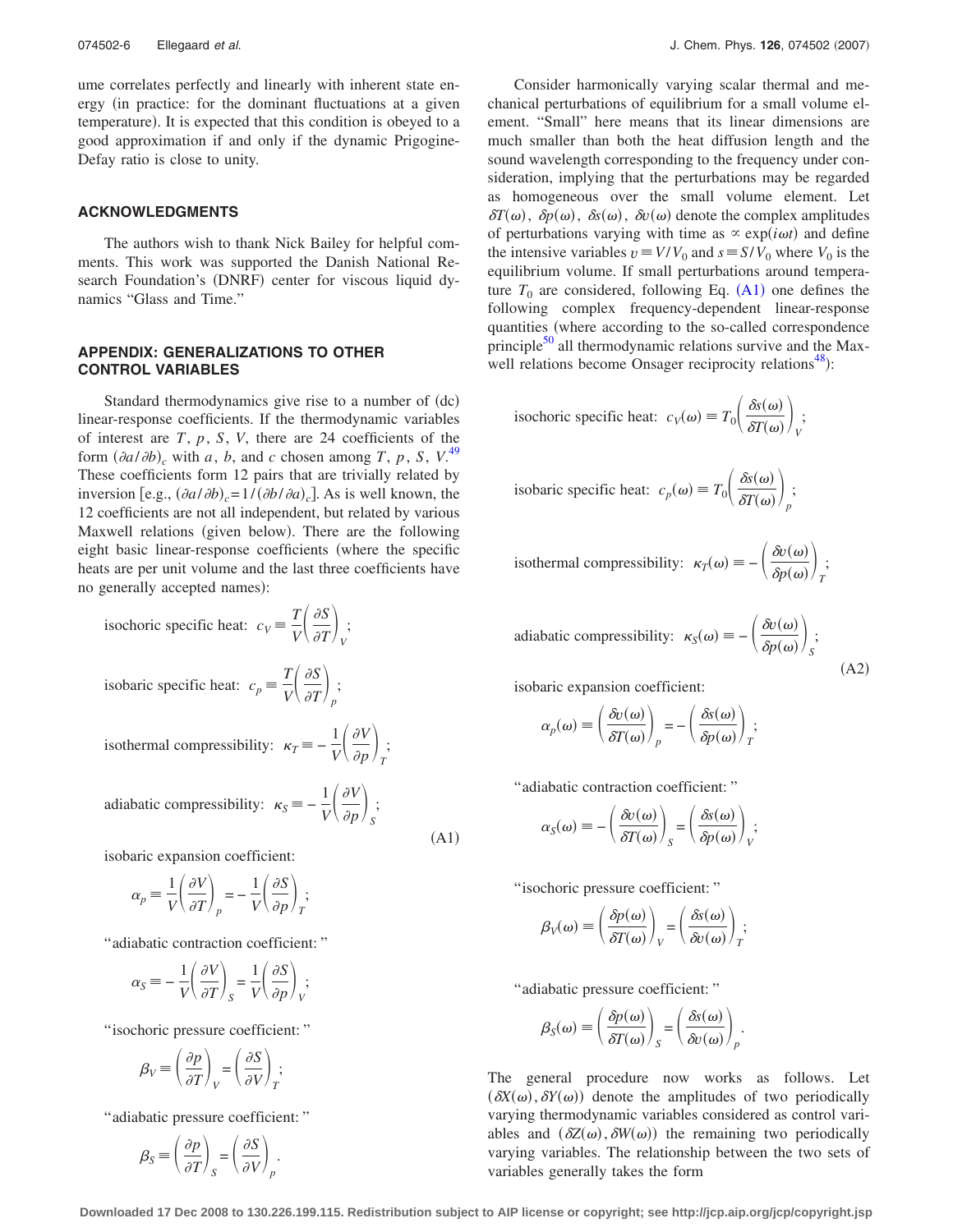ume correlates perfectly and linearly with inherent state energy (in practice: for the dominant fluctuations at a given temperature). It is expected that this condition is obeyed to a good approximation if and only if the dynamic Prigogine-Defay ratio is close to unity.

## ACKNOWLEDGMENTS

The authors wish to thank Nick Bailey for helpful comments. This work was supported the Danish National Research Foundation's (DNRF) center for viscous liquid dynamics "Glass and Time."

## APPENDIX: GENERALIZATIONS TO OTHER CONTROL VARIABLES

Standard thermodynamics give rise to a number of (dc) linear-response coefficients. If the thermodynamic variables of interest are $T$, $p$, $S$, $V$, there are 24 coefficients of the form $(\partial a/\partial b)_c$ with $a$, $b$, and $c$ chosen among $T$, $p$, $S$, $V$.[49] These coefficients form 12 pairs that are trivially related by inversion [e.g., $(\partial a/\partial b)_c = 1/(\partial b/\partial a)_c$]. As is well known, the 12 coefficients are not all independent, but related by various Maxwell relations (given below). There are the following eight basic linear-response coefficients (where the specific heats are per unit volume and the last three coefficients have no generally accepted names):

$$\text{isochoric specific heat: } c_V \equiv \frac{T}{V}\left(\frac{\partial S}{\partial T}\right)_V;$$

$$\text{isobaric specific heat: } c_p \equiv \frac{T}{V}\left(\frac{\partial S}{\partial T}\right)_p;$$

$$\text{isothermal compressibility: } \kappa_T \equiv -\frac{1}{V}\left(\frac{\partial V}{\partial p}\right)_T;$$

$$\text{adiabatic compressibility: } \kappa_S \equiv -\frac{1}{V}\left(\frac{\partial V}{\partial p}\right)_S; \tag{A1}$$

isobaric expansion coefficient:

$$\alpha_p \equiv \frac{1}{V}\left(\frac{\partial V}{\partial T}\right)_p = -\frac{1}{V}\left(\frac{\partial S}{\partial p}\right)_T;$$

"adiabatic contraction coefficient:"

$$\alpha_S \equiv -\frac{1}{V}\left(\frac{\partial V}{\partial T}\right)_S = \frac{1}{V}\left(\frac{\partial S}{\partial p}\right)_V;$$

"isochoric pressure coefficient:"

$$\beta_V \equiv \left(\frac{\partial p}{\partial T}\right)_V = \left(\frac{\partial S}{\partial V}\right)_T;$$

"adiabatic pressure coefficient:"

$$\beta_S \equiv \left(\frac{\partial p}{\partial T}\right)_S = \left(\frac{\partial S}{\partial V}\right)_p.$$

Consider harmonically varying scalar thermal and mechanical perturbations of equilibrium for a small volume element. "Small" here means that its linear dimensions are much smaller than both the heat diffusion length and the sound wavelength corresponding to the frequency under consideration, implying that the perturbations may be regarded as homogeneous over the small volume element. Let $\delta T(\omega)$, $\delta p(\omega)$, $\delta s(\omega)$, $\delta v(\omega)$ denote the complex amplitudes of perturbations varying with time as $\propto \exp(i\omega t)$ and define the intensive variables $v \equiv V/V_0$ and $s \equiv S/V_0$ where $V_0$ is the equilibrium volume. If small perturbations around temperature $T_0$ are considered, following Eq. (A1) one defines the following complex frequency-dependent linear-response quantities (where according to the so-called correspondence principle[50] all thermodynamic relations survive and the Maxwell relations become Onsager reciprocity relations[48]):

$$\text{isochoric specific heat: } c_V(\omega) \equiv T_0\left(\frac{\delta s(\omega)}{\delta T(\omega)}\right)_V;$$

$$\text{isobaric specific heat: } c_p(\omega) \equiv T_0\left(\frac{\delta s(\omega)}{\delta T(\omega)}\right)_p;$$

$$\text{isothermal compressibility: } \kappa_T(\omega) \equiv -\left(\frac{\delta v(\omega)}{\delta p(\omega)}\right)_T;$$

$$\text{adiabatic compressibility: } \kappa_S(\omega) \equiv -\left(\frac{\delta v(\omega)}{\delta p(\omega)}\right)_S; \tag{A2}$$

isobaric expansion coefficient:

$$\alpha_p(\omega) \equiv \left(\frac{\delta v(\omega)}{\delta T(\omega)}\right)_p = -\left(\frac{\delta s(\omega)}{\delta p(\omega)}\right)_T;$$

"adiabatic contraction coefficient:"

$$\alpha_S(\omega) \equiv -\left(\frac{\delta v(\omega)}{\delta T(\omega)}\right)_S = \left(\frac{\delta s(\omega)}{\delta p(\omega)}\right)_V;$$

"isochoric pressure coefficient:"

$$\beta_V(\omega) \equiv \left(\frac{\delta p(\omega)}{\delta T(\omega)}\right)_V = \left(\frac{\delta s(\omega)}{\delta v(\omega)}\right)_T;$$

"adiabatic pressure coefficient:"

$$\beta_S(\omega) \equiv \left(\frac{\delta p(\omega)}{\delta T(\omega)}\right)_S = \left(\frac{\delta s(\omega)}{\delta v(\omega)}\right)_p.$$

The general procedure now works as follows. Let $(\delta X(\omega), \delta Y(\omega))$ denote the amplitudes of two periodically varying thermodynamic variables considered as control variables and $(\delta Z(\omega), \delta W(\omega))$ the remaining two periodically varying variables. The relationship between the two sets of variables generally takes the form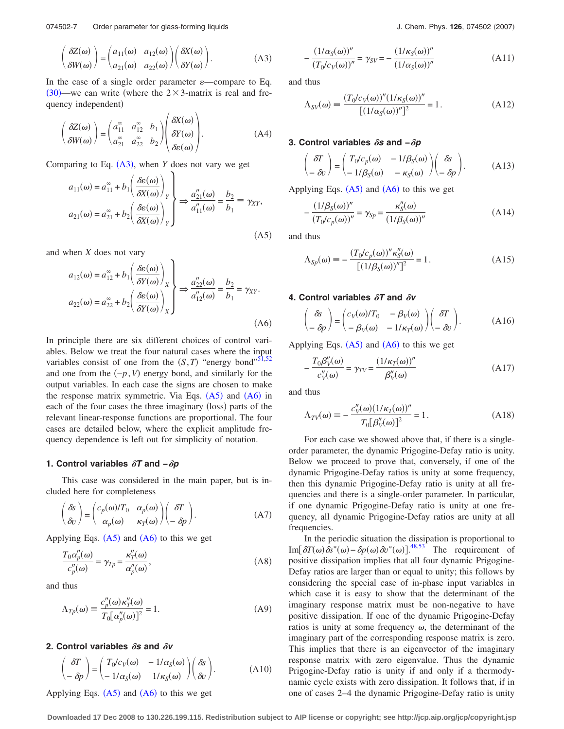$$\begin{pmatrix} \delta Z(\omega) \\ \delta W(\omega) \end{pmatrix} = \begin{pmatrix} a_{11}(\omega) & a_{12}(\omega) \\ a_{21}(\omega) & a_{22}(\omega) \end{pmatrix} \begin{pmatrix} \delta X(\omega) \\ \delta Y(\omega) \end{pmatrix}. \tag{A3}$$

In the case of a single order parameter $\varepsilon$—compare to Eq. (30)—we can write (where the $2\times 3$-matrix is real and frequency independent)

$$\begin{pmatrix} \delta Z(\omega) \\ \delta W(\omega) \end{pmatrix} = \begin{pmatrix} a_{11}^{\infty} & a_{12}^{\infty} & b_1 \\ a_{21}^{\infty} & a_{22}^{\infty} & b_2 \end{pmatrix} \begin{pmatrix} \delta X(\omega) \\ \delta Y(\omega) \\ \delta\varepsilon(\omega) \end{pmatrix}. \tag{A4}$$

Comparing to Eq. (A3), when $Y$ does not vary we get

$$\left.\begin{aligned} a_{11}(\omega) &= a_{11}^{\infty} + b_1 \left(\frac{\delta\varepsilon(\omega)}{\delta X(\omega)}\right)_Y \\ a_{21}(\omega) &= a_{21}^{\infty} + b_2 \left(\frac{\delta\varepsilon(\omega)}{\delta X(\omega)}\right)_Y \end{aligned}\right\} \Rightarrow \frac{a_{21}''(\omega)}{a_{11}''(\omega)} = \frac{b_2}{b_1} \equiv \gamma_{XY}, \tag{A5}$$

and when $X$ does not vary

$$\left.\begin{aligned} a_{12}(\omega) &= a_{12}^{\infty} + b_1 \left(\frac{\delta\varepsilon(\omega)}{\delta Y(\omega)}\right)_X \\ a_{22}(\omega) &= a_{22}^{\infty} + b_2 \left(\frac{\delta\varepsilon(\omega)}{\delta Y(\omega)}\right)_X \end{aligned}\right\} \Rightarrow \frac{a_{22}''(\omega)}{a_{12}''(\omega)} = \frac{b_2}{b_1} = \gamma_{XY}. \tag{A6}$$

In principle there are six different choices of control variables. Below we treat the four natural cases where the input variables consist of one from the $(S,T)$ "energy bond"[51,52] and one from the $(-p,V)$ energy bond, and similarly for the output variables. In each case the signs are chosen to make the response matrix symmetric. Via Eqs. (A5) and (A6) in each of the four cases the three imaginary (loss) parts of the relevant linear-response functions are proportional. The four cases are detailed below, where the explicit amplitude frequency dependence is left out for simplicity of notation.

### 1. Control variables $\delta T$ and $-\delta p$

This case was considered in the main paper, but is included here for completeness

$$\begin{pmatrix} \delta s \\ \delta v \end{pmatrix} = \begin{pmatrix} c_p(\omega)/T_0 & \alpha_p(\omega) \\ \alpha_p(\omega) & \kappa_T(\omega) \end{pmatrix} \begin{pmatrix} \delta T \\ -\delta p \end{pmatrix}. \tag{A7}$$

Applying Eqs. (A5) and (A6) to this we get

$$\frac{T_0 \alpha_p''(\omega)}{c_p''(\omega)} = \gamma_{Tp} = \frac{\kappa_T''(\omega)}{\alpha_p''(\omega)}, \tag{A8}$$

and thus

$$\Lambda_{Tp}(\omega) \equiv \frac{c_p''(\omega)\kappa_T''(\omega)}{T_0[\alpha_p''(\omega)]^2} = 1. \tag{A9}$$

### 2. Control variables $\delta s$ and $\delta v$

$$\begin{pmatrix} \delta T \\ -\delta p \end{pmatrix} = \begin{pmatrix} T_0/c_V(\omega) & -1/\alpha_S(\omega) \\ -1/\alpha_S(\omega) & 1/\kappa_S(\omega) \end{pmatrix} \begin{pmatrix} \delta s \\ \delta v \end{pmatrix}. \tag{A10}$$

Applying Eqs. (A5) and (A6) to this we get

$$-\frac{(1/\alpha_S(\omega))''}{(T_0/c_V(\omega))''} = \gamma_{SV} = -\frac{(1/\kappa_S(\omega))''}{(1/\alpha_S(\omega))''} \tag{A11}$$

and thus

$$\Lambda_{SV}(\omega) \equiv \frac{(T_0/c_V(\omega))''(1/\kappa_S(\omega))''}{[(1/\alpha_S(\omega))'']^2} = 1. \tag{A12}$$

### 3. Control variables $\delta s$ and $-\delta p$

$$\begin{pmatrix} \delta T \\ -\delta v \end{pmatrix} = \begin{pmatrix} T_0/c_p(\omega) & -1/\beta_S(\omega) \\ -1/\beta_S(\omega) & -\kappa_S(\omega) \end{pmatrix} \begin{pmatrix} \delta s \\ -\delta p \end{pmatrix}. \tag{A13}$$

Applying Eqs. (A5) and (A6) to this we get

$$-\frac{(1/\beta_S(\omega))''}{(T_0/c_p(\omega))''} = \gamma_{Sp} = \frac{\kappa_S''(\omega)}{(1/\beta_S(\omega))''} \tag{A14}$$

and thus

$$\Lambda_{Sp}(\omega) \equiv -\frac{(T_0/c_p(\omega))''\kappa_S''(\omega)}{[(1/\beta_S(\omega))'']^2} = 1. \tag{A15}$$

### 4. Control variables $\delta T$ and $\delta v$

$$\begin{pmatrix} \delta s \\ -\delta p \end{pmatrix} = \begin{pmatrix} c_V(\omega)/T_0 & -\beta_V(\omega) \\ -\beta_V(\omega) & -1/\kappa_T(\omega) \end{pmatrix} \begin{pmatrix} \delta T \\ -\delta v \end{pmatrix}. \tag{A16}$$

Applying Eqs. (A5) and (A6) to this we get

$$-\frac{T_0\beta_V''(\omega)}{c_V''(\omega)} = \gamma_{TV} = \frac{(1/\kappa_T(\omega))''}{\beta_V''(\omega)} \tag{A17}$$

and thus

$$\Lambda_{TV}(\omega) \equiv -\frac{c_V''(\omega)(1/\kappa_T(\omega))''}{T_0[\beta_V''(\omega)]^2} = 1. \tag{A18}$$

For each case we showed above that, if there is a single-order parameter, the dynamic Prigogine-Defay ratio is unity. Below we proceed to prove that, conversely, if one of the dynamic Prigogine-Defay ratios is unity at some frequency, then this dynamic Prigogine-Defay ratio is unity at all frequencies and there is a single-order parameter. In particular, if one dynamic Prigogine-Defay ratio is unity at one frequency, all dynamic Prigogine-Defay ratios are unity at all frequencies.

In the periodic situation the dissipation is proportional to $\text{Im}[\delta T(\omega)\delta s^*(\omega) - \delta p(\omega)\delta v^*(\omega)]$.[48,53] The requirement of positive dissipation implies that all four dynamic Prigogine-Defay ratios are larger than or equal to unity; this follows by considering the special case of in-phase input variables in which case it is easy to show that the determinant of the imaginary response matrix must be non-negative to have positive dissipation. If one of the dynamic Prigogine-Defay ratios is unity at some frequency $\omega$, the determinant of the imaginary part of the corresponding response matrix is zero. This implies that there is an eigenvector of the imaginary response matrix with zero eigenvalue. Thus the dynamic Prigogine-Defay ratio is unity if and only if a thermodynamic cycle exists with zero dissipation. It follows that, if in one of cases 2–4 the dynamic Prigogine-Defay ratio is unity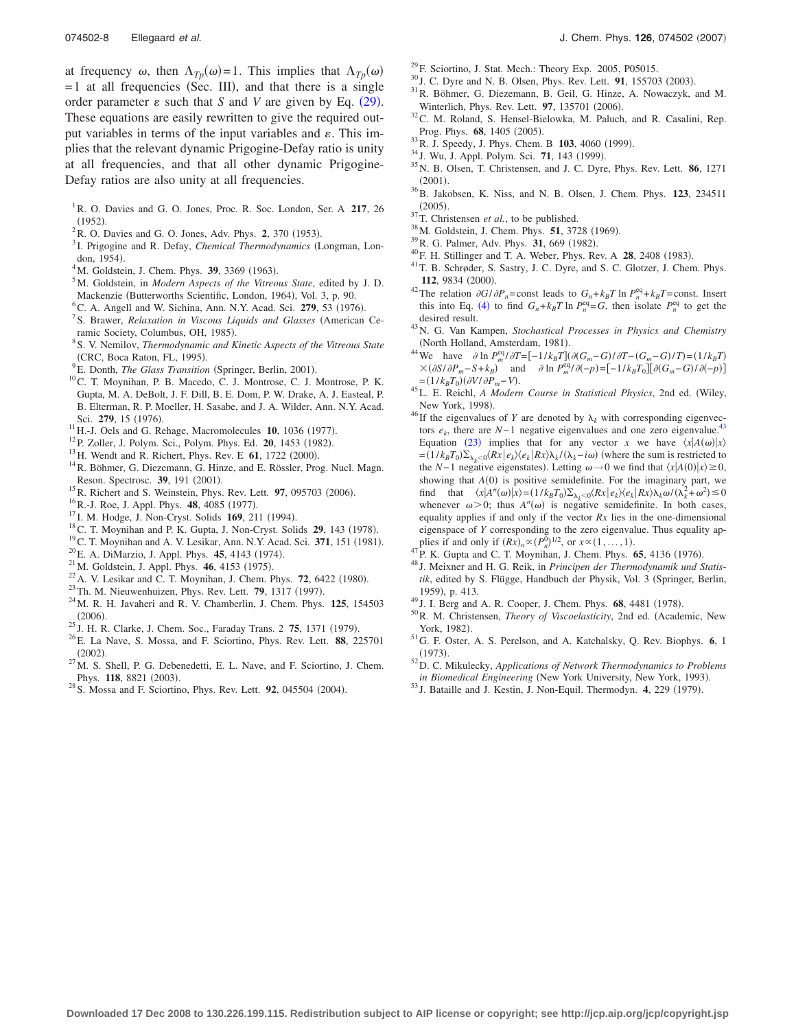at frequency $\omega$, then $\Lambda_{Tp}(\omega)=1$. This implies that $\Lambda_{Tp}(\omega)=1$ at all frequencies (Sec. III), and that there is a single order parameter $\varepsilon$ such that $S$ and $V$ are given by Eq. (29). These equations are easily rewritten to give the required output variables in terms of the input variables and $\varepsilon$. This implies that the relevant dynamic Prigogine-Defay ratio is unity at all frequencies, and that all other dynamic Prigogine-Defay ratios are also unity at all frequencies.

[1] R. O. Davies and G. O. Jones, Proc. R. Soc. London, Ser. A **217**, 26 (1952).

[2] R. O. Davies and G. O. Jones, Adv. Phys. **2**, 370 (1953).

[3] I. Prigogine and R. Defay, *Chemical Thermodynamics* (Longman, London, 1954).

[4] M. Goldstein, J. Chem. Phys. **39**, 3369 (1963).

[5] M. Goldstein, in *Modern Aspects of the Vitreous State*, edited by J. D. Mackenzie (Butterworths Scientific, London, 1964), Vol. 3, p. 90.

[6] C. A. Angell and W. Sichina, Ann. N.Y. Acad. Sci. **279**, 53 (1976).

[7] S. Brawer, *Relaxation in Viscous Liquids and Glasses* (American Ceramic Society, Columbus, OH, 1985).

[8] S. V. Nemilov, *Thermodynamic and Kinetic Aspects of the Vitreous State* (CRC, Boca Raton, FL, 1995).

[9] E. Donth, *The Glass Transition* (Springer, Berlin, 2001).

[10] C. T. Moynihan, P. B. Macedo, C. J. Montrose, C. J. Montrose, P. K. Gupta, M. A. DeBolt, J. F. Dill, B. E. Dom, P. W. Drake, A. J. Easteal, P. B. Elterman, R. P. Moeller, H. Sasabe, and J. A. Wilder, Ann. N.Y. Acad. Sci. **279**, 15 (1976).

[11] H.-J. Oels and G. Rehage, Macromolecules **10**, 1036 (1977).

[12] P. Zoller, J. Polym. Sci., Polym. Phys. Ed. **20**, 1453 (1982).

[13] H. Wendt and R. Richert, Phys. Rev. E **61**, 1722 (2000).

[14] R. Böhmer, G. Diezemann, G. Hinze, and E. Rössler, Prog. Nucl. Magn. Reson. Spectrosc. **39**, 191 (2001).

[15] R. Richert and S. Weinstein, Phys. Rev. Lett. **97**, 095703 (2006).

[16] R.-J. Roe, J. Appl. Phys. **48**, 4085 (1977).

[17] I. M. Hodge, J. Non-Cryst. Solids **169**, 211 (1994).

[18] C. T. Moynihan and P. K. Gupta, J. Non-Cryst. Solids **29**, 143 (1978).

[19] C. T. Moynihan and A. V. Lesikar, Ann. N.Y. Acad. Sci. **371**, 151 (1981).

[20] E. A. DiMarzio, J. Appl. Phys. **45**, 4143 (1974).

[21] M. Goldstein, J. Appl. Phys. **46**, 4153 (1975).

[22] A. V. Lesikar and C. T. Moynihan, J. Chem. Phys. **72**, 6422 (1980).

[23] Th. M. Nieuwenhuizen, Phys. Rev. Lett. **79**, 1317 (1997).

[24] M. R. H. Javaheri and R. V. Chamberlin, J. Chem. Phys. **125**, 154503 (2006).

[25] J. H. R. Clarke, J. Chem. Soc., Faraday Trans. 2 **75**, 1371 (1979).

[26] E. La Nave, S. Mossa, and F. Sciortino, Phys. Rev. Lett. **88**, 225701 (2002).

[27] M. S. Shell, P. G. Debenedetti, E. L. Nave, and F. Sciortino, J. Chem. Phys. **118**, 8821 (2003).

[28] S. Mossa and F. Sciortino, Phys. Rev. Lett. **92**, 045504 (2004).

[29] F. Sciortino, J. Stat. Mech.: Theory Exp. 2005, P05015.

[30] J. C. Dyre and N. B. Olsen, Phys. Rev. Lett. **91**, 155703 (2003).

[31] R. Böhmer, G. Diezemann, B. Geil, G. Hinze, A. Nowaczyk, and M. Winterlich, Phys. Rev. Lett. **97**, 135701 (2006).

[32] C. M. Roland, S. Hensel-Bielowka, M. Paluch, and R. Casalini, Rep. Prog. Phys. **68**, 1405 (2005).

[33] R. J. Speedy, J. Phys. Chem. B **103**, 4060 (1999).

[34] J. Wu, J. Appl. Polym. Sci. **71**, 143 (1999).

[35] N. B. Olsen, T. Christensen, and J. C. Dyre, Phys. Rev. Lett. **86**, 1271 (2001).

[36] B. Jakobsen, K. Niss, and N. B. Olsen, J. Chem. Phys. **123**, 234511 (2005).

[37] T. Christensen *et al.*, to be published.

[38] M. Goldstein, J. Chem. Phys. **51**, 3728 (1969).

[39] R. G. Palmer, Adv. Phys. **31**, 669 (1982).

[40] F. H. Stillinger and T. A. Weber, Phys. Rev. A **28**, 2408 (1983).

[41] T. B. Schrøder, S. Sastry, J. C. Dyre, and S. C. Glotzer, J. Chem. Phys. **112**, 9834 (2000).

[42] The relation $\partial G/\partial P_n=\text{const}$ leads to $G_n+k_BT\ln P_n^{\text{eq}}+k_BT=\text{const}$. Insert this into Eq. (4) to find $G_n+k_BT\ln P_n^{\text{eq}}=G$, then isolate $P_n^{\text{eq}}$ to get the desired result.

[43] N. G. Van Kampen, *Stochastical Processes in Physics and Chemistry* (North Holland, Amsterdam, 1981).

[44] We have $\partial \ln P_m^{\text{eq}}/\partial T=[-1/k_BT](\partial(G_m-G)/\partial T-(G_m-G)/T)=(1/k_BT)\times(\partial S/\partial P_m-S+k_B)$ and $\partial \ln P_m^{\text{eq}}/\partial(-p)=[-1/k_BT_0][\partial(G_m-G)/\partial(-p)]=(1/k_BT_0)(\partial V/\partial P_m-V)$.

[45] L. E. Reichl, *A Modern Course in Statistical Physics*, 2nd ed. (Wiley, New York, 1998).

[46] If the eigenvalues of $Y$ are denoted by $\lambda_k$ with corresponding eigenvectors $e_k$, there are $N-1$ negative eigenvalues and one zero eigenvalue.[43] Equation (23) implies that for any vector $x$ we have $\langle x|A(\omega)|x\rangle=(1/k_BT_0)\Sigma_{\lambda_k<0}\langle Rx|e_k\rangle\langle e_k|Rx\rangle\lambda_k/(\lambda_k-i\omega)$ (where the sum is restricted to the $N-1$ negative eigenstates). Letting $\omega\to 0$ we find that $\langle x|A(0)|x\rangle\geq 0$, showing that $A(0)$ is positive semidefinite. For the imaginary part, we find that $\langle x|A''(\omega)|x\rangle=(1/k_BT_0)\Sigma_{\lambda_k<0}\langle Rx|e_k\rangle\langle e_k|Rx\rangle\lambda_k\omega/(\lambda_k^2+\omega^2)\leq 0$ whenever $\omega>0$; thus $A''(\omega)$ is negative semidefinite. In both cases, equality applies if and only if the vector $Rx$ lies in the one-dimensional eigenspace of $Y$ corresponding to the zero eigenvalue. Thus equality applies if and only if $(Rx)_n\propto(P_n^0)^{1/2}$, or $x\propto(1,\ldots,1)$.

[47] P. K. Gupta and C. T. Moynihan, J. Chem. Phys. **65**, 4136 (1976).

[48] J. Meixner and H. G. Reik, in *Principen der Thermodynamik und Statistik*, edited by S. Flügge, Handbuch der Physik, Vol. 3 (Springer, Berlin, 1959), p. 413.

[49] J. I. Berg and A. R. Cooper, J. Chem. Phys. **68**, 4481 (1978).

[50] R. M. Christensen, *Theory of Viscoelasticity*, 2nd ed. (Academic, New York, 1982).

[51] G. F. Oster, A. S. Perelson, and A. Katchalsky, Q. Rev. Biophys. **6**, 1 (1973).

[52] D. C. Mikulecky, *Applications of Network Thermodynamics to Problems in Biomedical Engineering* (New York University, New York, 1993).

[53] J. Bataille and J. Kestin, J. Non-Equil. Thermodyn. **4**, 229 (1979).